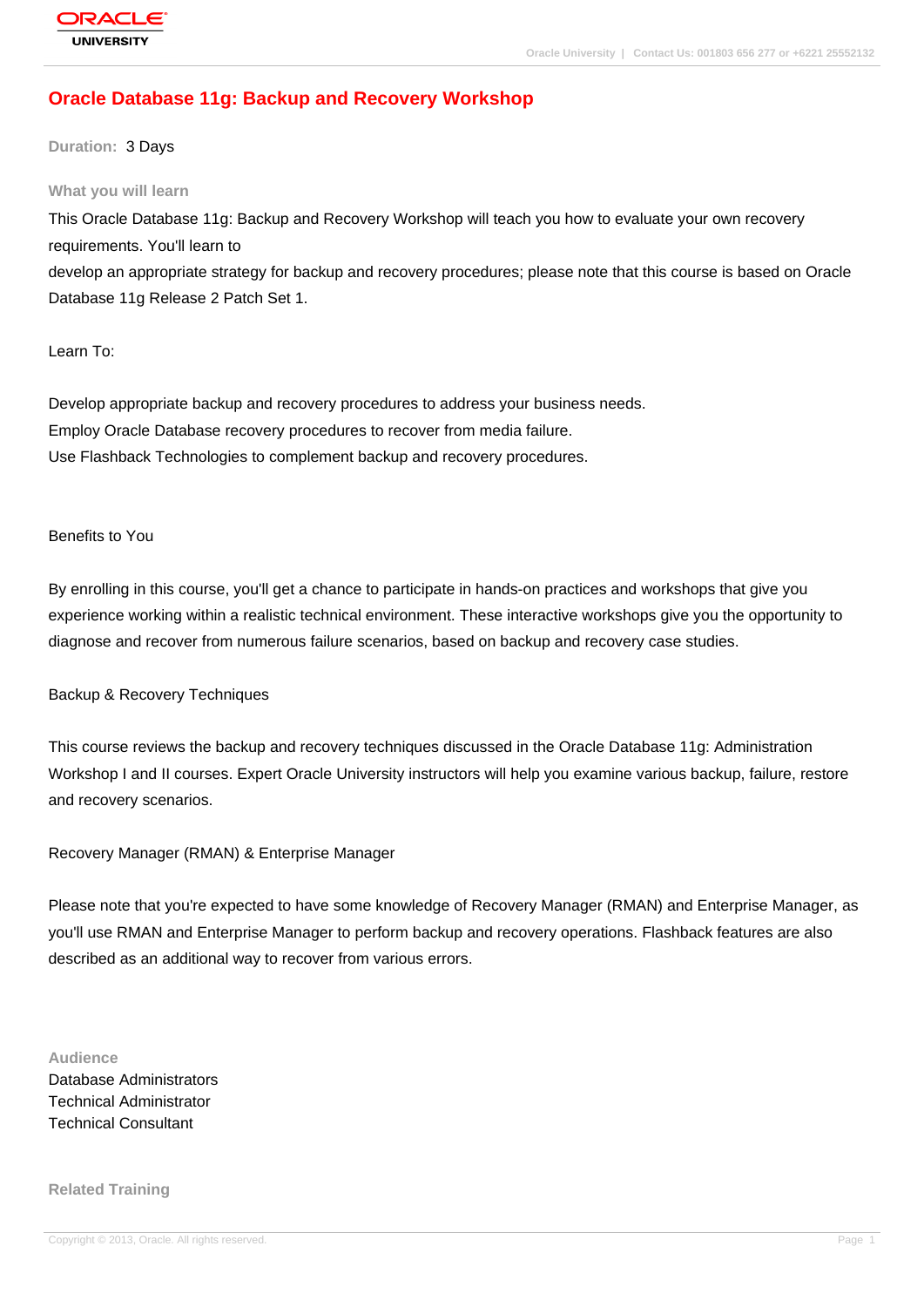# Oracle Database 11g: Backup and Recovery Workshop

**Duration:** 3 Days

## What you will learn

This Oracle Database 11g: Backup and Recovery Workshop will teach you how to evaluate your own recovery requirements. You'll learn to
develop an appropriate strategy for backup and recovery procedures; please note that this course is based on Oracle Database 11g Release 2 Patch Set 1.

Learn To:

Develop appropriate backup and recovery procedures to address your business needs.
Employ Oracle Database recovery procedures to recover from media failure.
Use Flashback Technologies to complement backup and recovery procedures.

Benefits to You

By enrolling in this course, you'll get a chance to participate in hands-on practices and workshops that give you experience working within a realistic technical environment. These interactive workshops give you the opportunity to diagnose and recover from numerous failure scenarios, based on backup and recovery case studies.

Backup & Recovery Techniques

This course reviews the backup and recovery techniques discussed in the Oracle Database 11g: Administration Workshop I and II courses. Expert Oracle University instructors will help you examine various backup, failure, restore and recovery scenarios.

Recovery Manager (RMAN) & Enterprise Manager

Please note that you're expected to have some knowledge of Recovery Manager (RMAN) and Enterprise Manager, as you'll use RMAN and Enterprise Manager to perform backup and recovery operations. Flashback features are also described as an additional way to recover from various errors.

## Audience

Database Administrators
Technical Administrator
Technical Consultant

## Related Training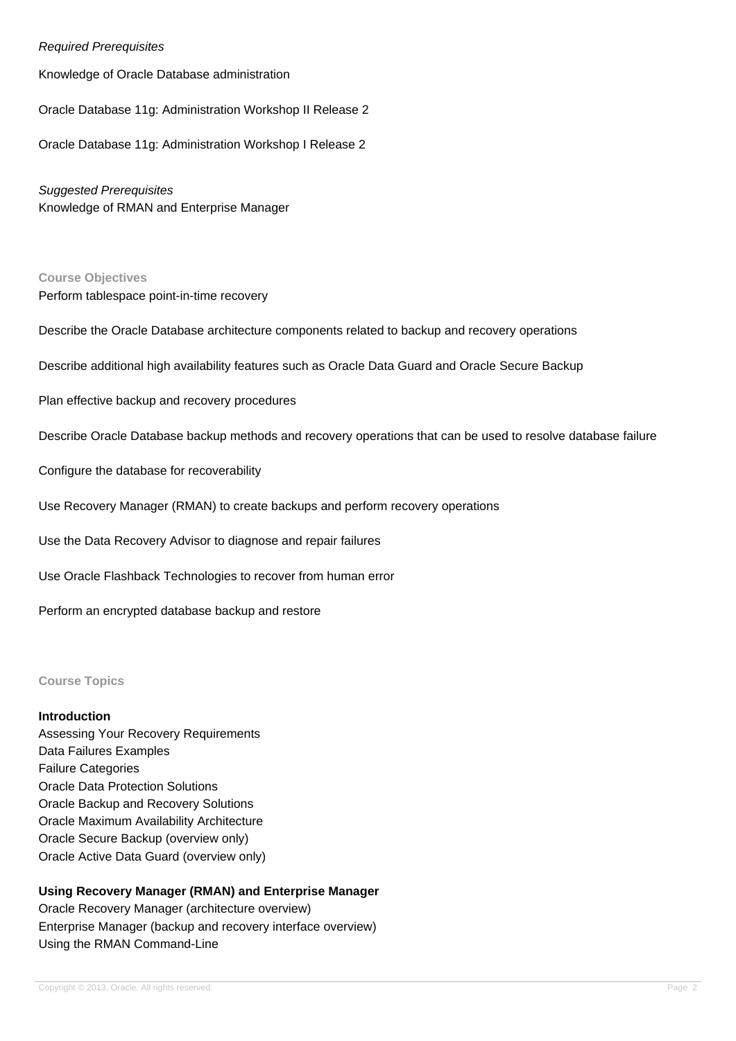*Required Prerequisites*

Knowledge of Oracle Database administration

Oracle Database 11g: Administration Workshop II Release 2

Oracle Database 11g: Administration Workshop I Release 2

*Suggested Prerequisites*

Knowledge of RMAN and Enterprise Manager

## Course Objectives

Perform tablespace point-in-time recovery

Describe the Oracle Database architecture components related to backup and recovery operations

Describe additional high availability features such as Oracle Data Guard and Oracle Secure Backup

Plan effective backup and recovery procedures

Describe Oracle Database backup methods and recovery operations that can be used to resolve database failure

Configure the database for recoverability

Use Recovery Manager (RMAN) to create backups and perform recovery operations

Use the Data Recovery Advisor to diagnose and repair failures

Use Oracle Flashback Technologies to recover from human error

Perform an encrypted database backup and restore

## Course Topics

**Introduction**

Assessing Your Recovery Requirements
Data Failures Examples
Failure Categories
Oracle Data Protection Solutions
Oracle Backup and Recovery Solutions
Oracle Maximum Availability Architecture
Oracle Secure Backup (overview only)
Oracle Active Data Guard (overview only)

**Using Recovery Manager (RMAN) and Enterprise Manager**

Oracle Recovery Manager (architecture overview)
Enterprise Manager (backup and recovery interface overview)
Using the RMAN Command-Line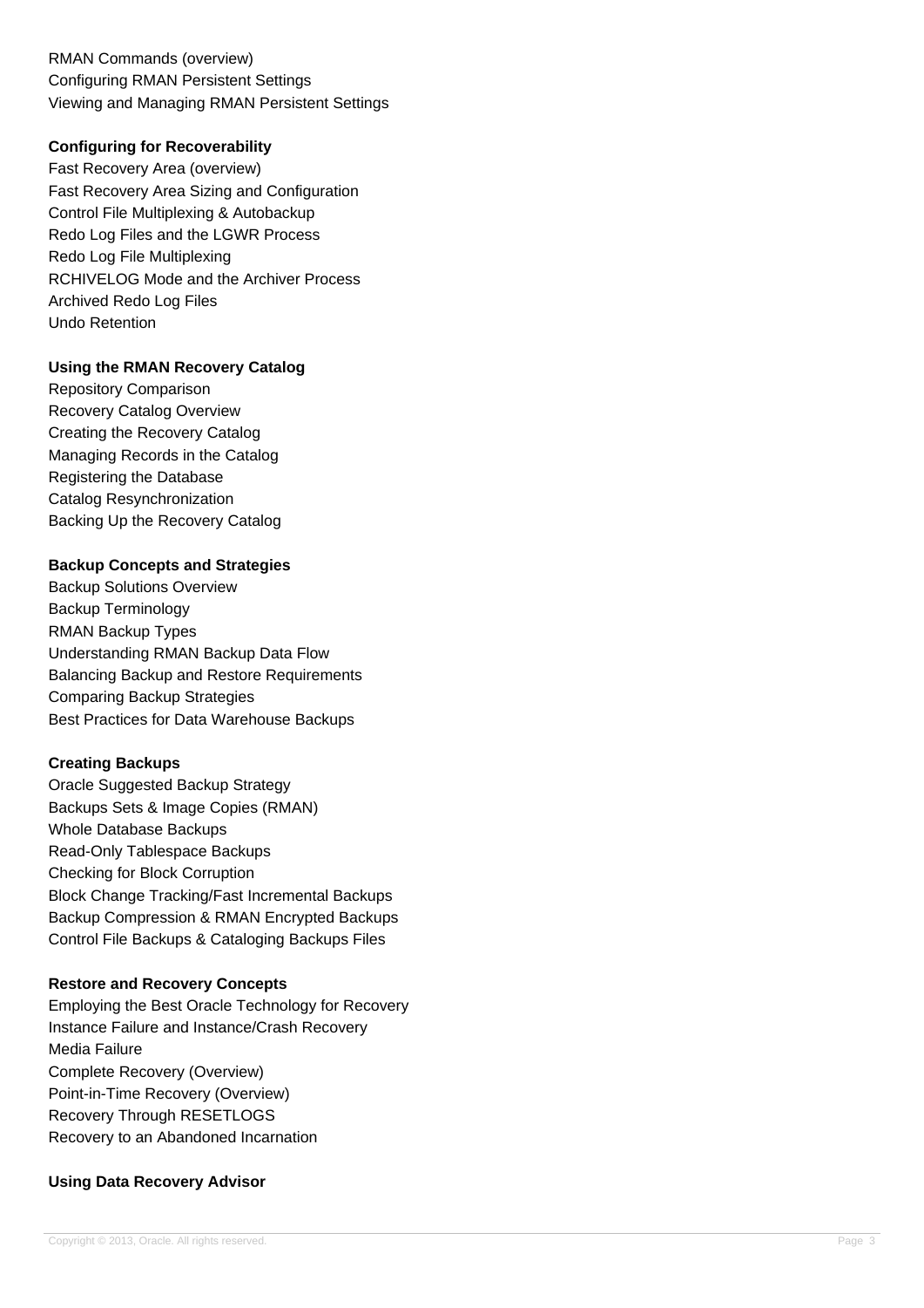RMAN Commands (overview)
Configuring RMAN Persistent Settings
Viewing and Managing RMAN Persistent Settings

**Configuring for Recoverability**

Fast Recovery Area (overview)
Fast Recovery Area Sizing and Configuration
Control File Multiplexing & Autobackup
Redo Log Files and the LGWR Process
Redo Log File Multiplexing
RCHIVELOG Mode and the Archiver Process
Archived Redo Log Files
Undo Retention

**Using the RMAN Recovery Catalog**

Repository Comparison
Recovery Catalog Overview
Creating the Recovery Catalog
Managing Records in the Catalog
Registering the Database
Catalog Resynchronization
Backing Up the Recovery Catalog

**Backup Concepts and Strategies**

Backup Solutions Overview
Backup Terminology
RMAN Backup Types
Understanding RMAN Backup Data Flow
Balancing Backup and Restore Requirements
Comparing Backup Strategies
Best Practices for Data Warehouse Backups

**Creating Backups**

Oracle Suggested Backup Strategy
Backups Sets & Image Copies (RMAN)
Whole Database Backups
Read-Only Tablespace Backups
Checking for Block Corruption
Block Change Tracking/Fast Incremental Backups
Backup Compression & RMAN Encrypted Backups
Control File Backups & Cataloging Backups Files

**Restore and Recovery Concepts**

Employing the Best Oracle Technology for Recovery
Instance Failure and Instance/Crash Recovery
Media Failure
Complete Recovery (Overview)
Point-in-Time Recovery (Overview)
Recovery Through RESETLOGS
Recovery to an Abandoned Incarnation

**Using Data Recovery Advisor**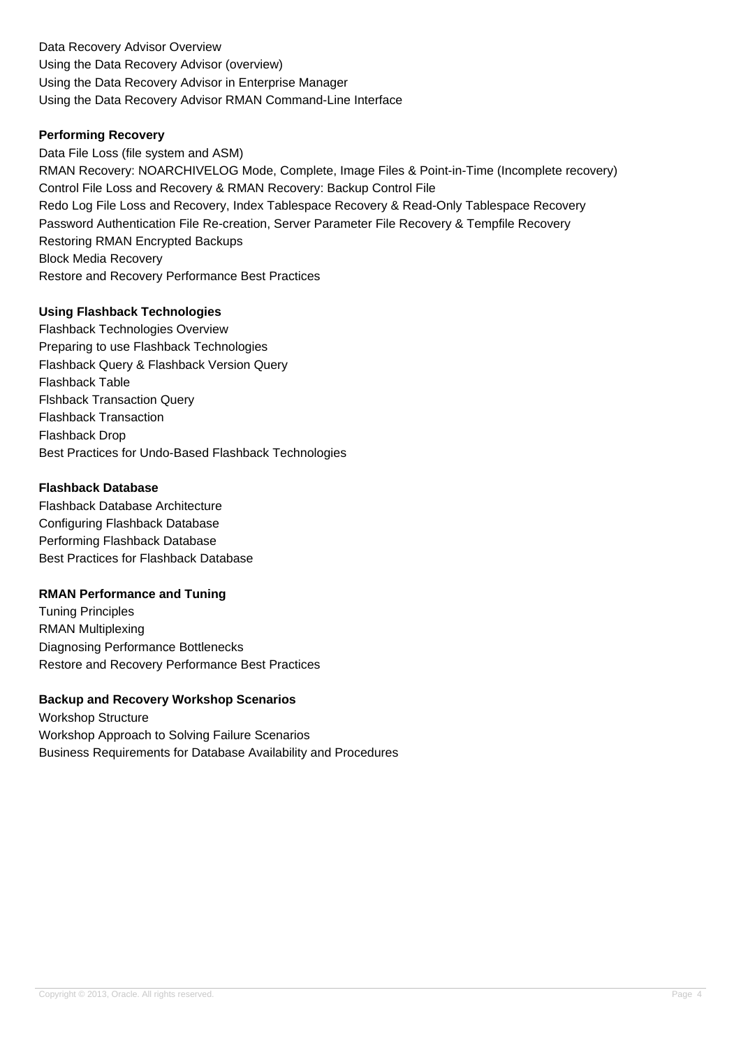Data Recovery Advisor Overview
Using the Data Recovery Advisor (overview)
Using the Data Recovery Advisor in Enterprise Manager
Using the Data Recovery Advisor RMAN Command-Line Interface

**Performing Recovery**

Data File Loss (file system and ASM)
RMAN Recovery: NOARCHIVELOG Mode, Complete, Image Files & Point-in-Time (Incomplete recovery)
Control File Loss and Recovery & RMAN Recovery: Backup Control File
Redo Log File Loss and Recovery, Index Tablespace Recovery & Read-Only Tablespace Recovery
Password Authentication File Re-creation, Server Parameter File Recovery & Tempfile Recovery
Restoring RMAN Encrypted Backups
Block Media Recovery
Restore and Recovery Performance Best Practices

**Using Flashback Technologies**

Flashback Technologies Overview
Preparing to use Flashback Technologies
Flashback Query & Flashback Version Query
Flashback Table
Flshback Transaction Query
Flashback Transaction
Flashback Drop
Best Practices for Undo-Based Flashback Technologies

**Flashback Database**

Flashback Database Architecture
Configuring Flashback Database
Performing Flashback Database
Best Practices for Flashback Database

**RMAN Performance and Tuning**

Tuning Principles
RMAN Multiplexing
Diagnosing Performance Bottlenecks
Restore and Recovery Performance Best Practices

**Backup and Recovery Workshop Scenarios**

Workshop Structure
Workshop Approach to Solving Failure Scenarios
Business Requirements for Database Availability and Procedures